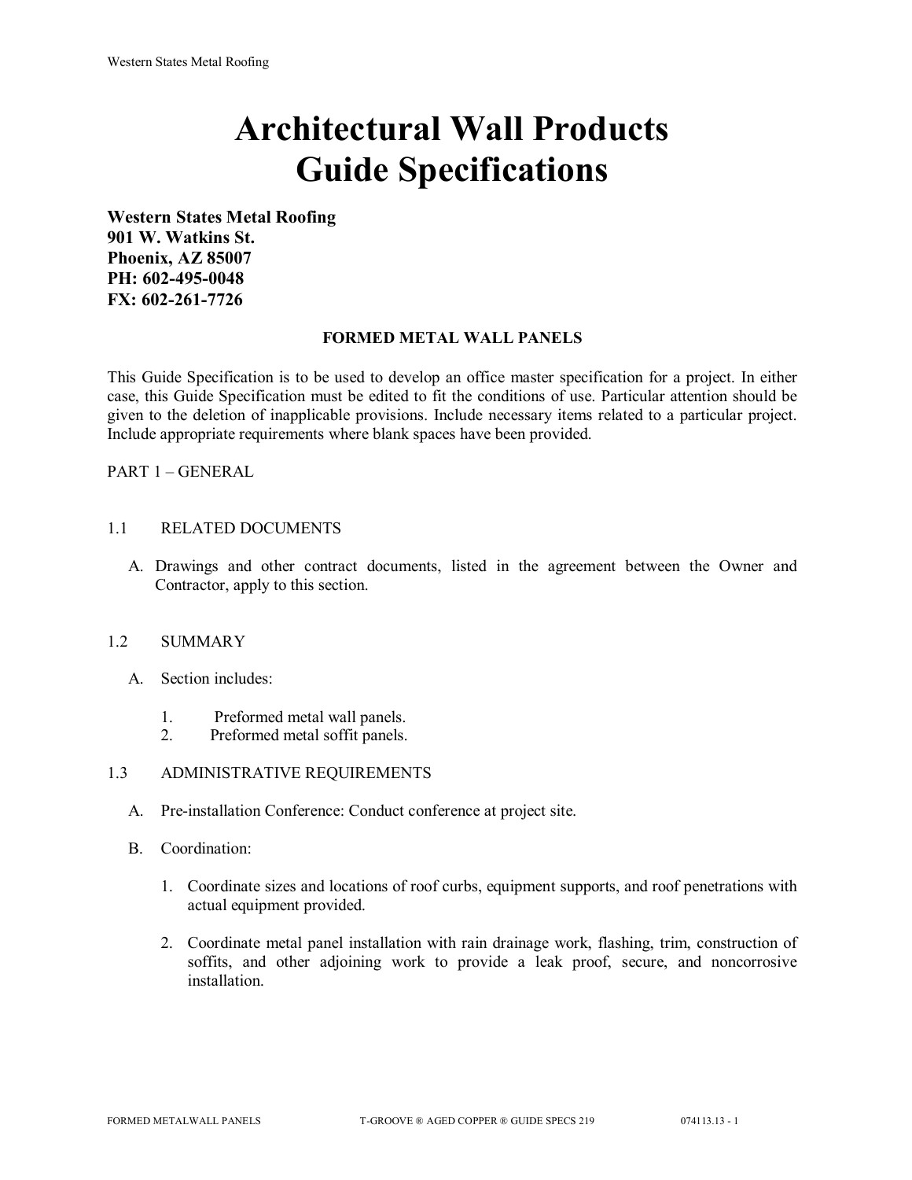# Architectural Wall Products
# Guide Specifications

**Western States Metal Roofing**
**901 W. Watkins St.**
**Phoenix, AZ 85007**
**PH: 602-495-0048**
**FX: 602-261-7726**

## FORMED METAL WALL PANELS

This Guide Specification is to be used to develop an office master specification for a project. In either case, this Guide Specification must be edited to fit the conditions of use. Particular attention should be given to the deletion of inapplicable provisions. Include necessary items related to a particular project. Include appropriate requirements where blank spaces have been provided.

PART 1 – GENERAL

1.1 RELATED DOCUMENTS

A. Drawings and other contract documents, listed in the agreement between the Owner and Contractor, apply to this section.

1.2 SUMMARY

A. Section includes:

1. Preformed metal wall panels.
2. Preformed metal soffit panels.

1.3 ADMINISTRATIVE REQUIREMENTS

A. Pre-installation Conference: Conduct conference at project site.

B. Coordination:

1. Coordinate sizes and locations of roof curbs, equipment supports, and roof penetrations with actual equipment provided.

2. Coordinate metal panel installation with rain drainage work, flashing, trim, construction of soffits, and other adjoining work to provide a leak proof, secure, and noncorrosive installation.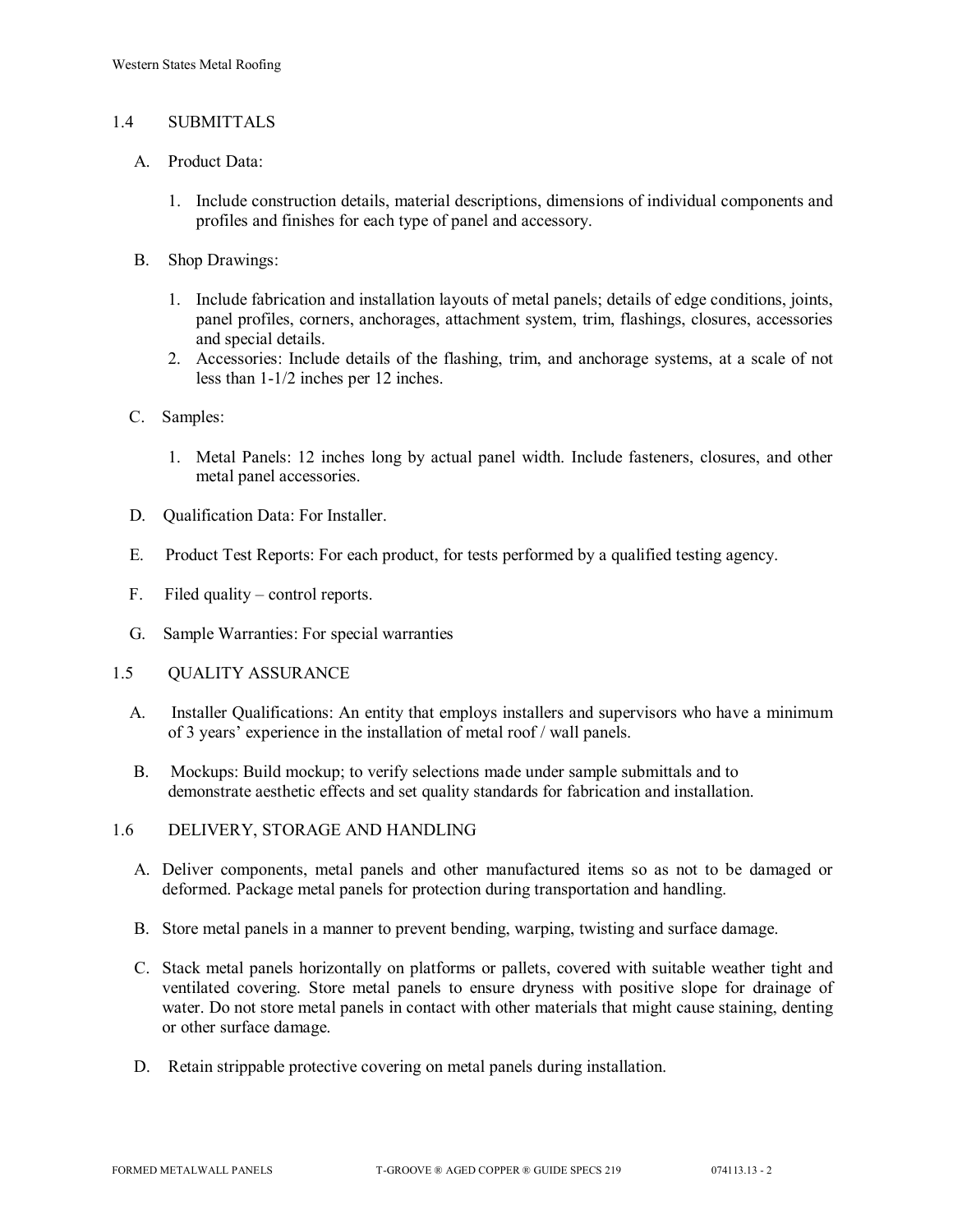## 1.4 SUBMITTALS

A. Product Data:

1. Include construction details, material descriptions, dimensions of individual components and profiles and finishes for each type of panel and accessory.

B. Shop Drawings:

1. Include fabrication and installation layouts of metal panels; details of edge conditions, joints, panel profiles, corners, anchorages, attachment system, trim, flashings, closures, accessories and special details.
2. Accessories: Include details of the flashing, trim, and anchorage systems, at a scale of not less than 1-1/2 inches per 12 inches.

C. Samples:

1. Metal Panels: 12 inches long by actual panel width. Include fasteners, closures, and other metal panel accessories.

D. Qualification Data: For Installer.

E. Product Test Reports: For each product, for tests performed by a qualified testing agency.

F. Filed quality – control reports.

G. Sample Warranties: For special warranties

## 1.5 QUALITY ASSURANCE

A. Installer Qualifications: An entity that employs installers and supervisors who have a minimum of 3 years' experience in the installation of metal roof / wall panels.

B. Mockups: Build mockup; to verify selections made under sample submittals and to demonstrate aesthetic effects and set quality standards for fabrication and installation.

## 1.6 DELIVERY, STORAGE AND HANDLING

A. Deliver components, metal panels and other manufactured items so as not to be damaged or deformed. Package metal panels for protection during transportation and handling.

B. Store metal panels in a manner to prevent bending, warping, twisting and surface damage.

C. Stack metal panels horizontally on platforms or pallets, covered with suitable weather tight and ventilated covering. Store metal panels to ensure dryness with positive slope for drainage of water. Do not store metal panels in contact with other materials that might cause staining, denting or other surface damage.

D. Retain strippable protective covering on metal panels during installation.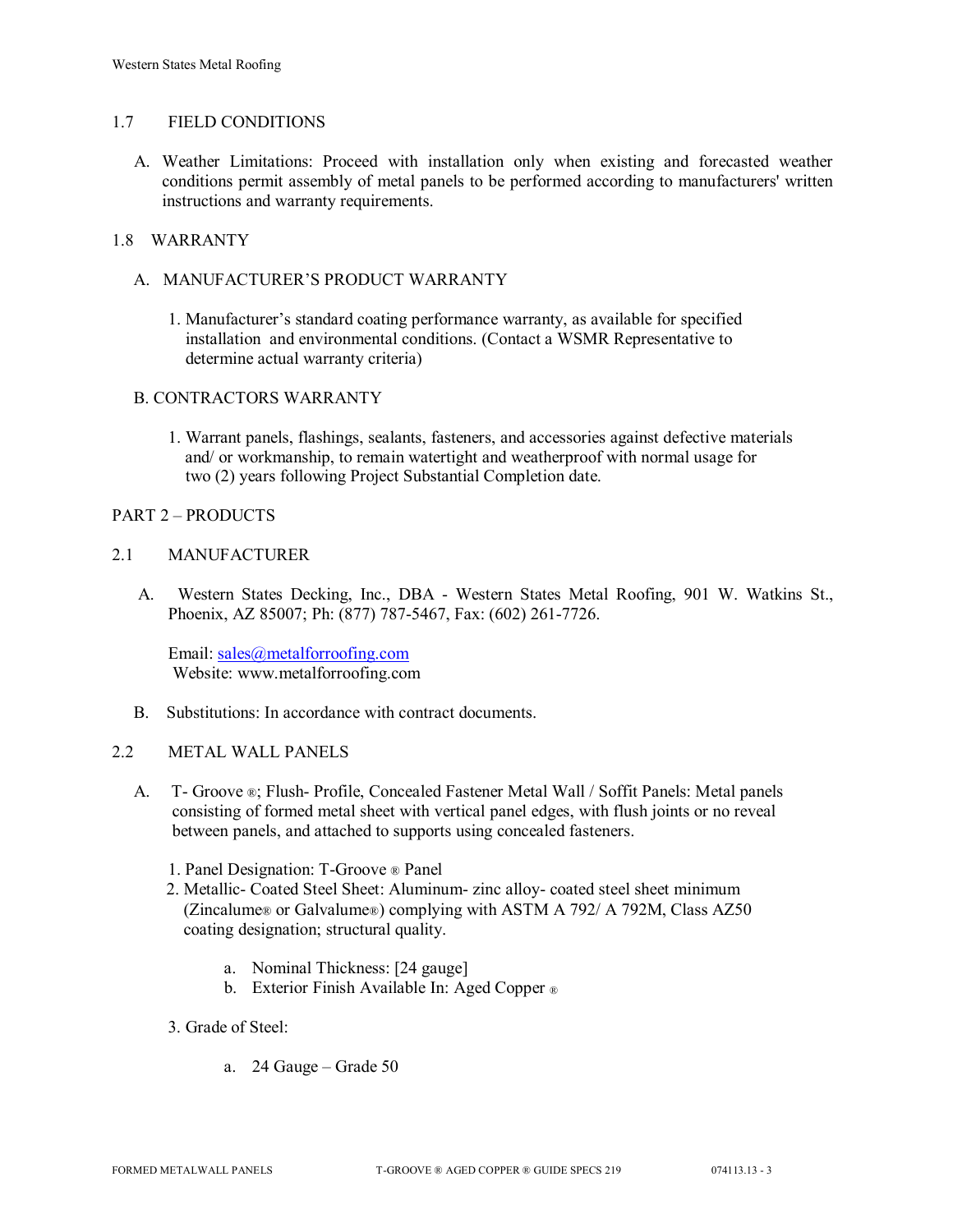## 1.7 FIELD CONDITIONS

A. Weather Limitations: Proceed with installation only when existing and forecasted weather conditions permit assembly of metal panels to be performed according to manufacturers' written instructions and warranty requirements.

## 1.8 WARRANTY

A. MANUFACTURER'S PRODUCT WARRANTY

1. Manufacturer's standard coating performance warranty, as available for specified installation and environmental conditions. (Contact a WSMR Representative to determine actual warranty criteria)

B. CONTRACTORS WARRANTY

1. Warrant panels, flashings, sealants, fasteners, and accessories against defective materials and/ or workmanship, to remain watertight and weatherproof with normal usage for two (2) years following Project Substantial Completion date.

# PART 2 – PRODUCTS

## 2.1 MANUFACTURER

A. Western States Decking, Inc., DBA - Western States Metal Roofing, 901 W. Watkins St., Phoenix, AZ 85007; Ph: (877) 787-5467, Fax: (602) 261-7726.

Email: sales@metalforroofing.com
Website: www.metalforroofing.com

B. Substitutions: In accordance with contract documents.

## 2.2 METAL WALL PANELS

A. T- Groove ®; Flush- Profile, Concealed Fastener Metal Wall / Soffit Panels: Metal panels consisting of formed metal sheet with vertical panel edges, with flush joints or no reveal between panels, and attached to supports using concealed fasteners.

1. Panel Designation: T-Groove ® Panel
2. Metallic- Coated Steel Sheet: Aluminum- zinc alloy- coated steel sheet minimum (Zincalume® or Galvalume®) complying with ASTM A 792/ A 792M, Class AZ50 coating designation; structural quality.

   a. Nominal Thickness: [24 gauge]
   b. Exterior Finish Available In: Aged Copper ®

3. Grade of Steel:

   a. 24 Gauge – Grade 50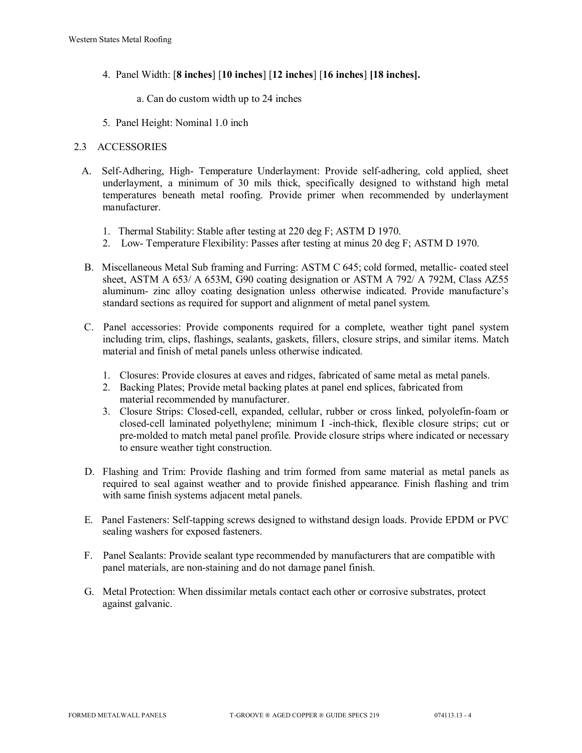4. Panel Width: [**8 inches**] [**10 inches**] [**12 inches**] [**16 inches**] **[18 inches].**

   a. Can do custom width up to 24 inches

5. Panel Height: Nominal 1.0 inch

## 2.3 ACCESSORIES

A. Self-Adhering, High- Temperature Underlayment: Provide self-adhering, cold applied, sheet underlayment, a minimum of 30 mils thick, specifically designed to withstand high metal temperatures beneath metal roofing. Provide primer when recommended by underlayment manufacturer.

   1. Thermal Stability: Stable after testing at 220 deg F; ASTM D 1970.
   2. Low- Temperature Flexibility: Passes after testing at minus 20 deg F; ASTM D 1970.

B. Miscellaneous Metal Sub framing and Furring: ASTM C 645; cold formed, metallic- coated steel sheet, ASTM A 653/ A 653M, G90 coating designation or ASTM A 792/ A 792M, Class AZ55 aluminum- zinc alloy coating designation unless otherwise indicated. Provide manufacture's standard sections as required for support and alignment of metal panel system.

C. Panel accessories: Provide components required for a complete, weather tight panel system including trim, clips, flashings, sealants, gaskets, fillers, closure strips, and similar items. Match material and finish of metal panels unless otherwise indicated.

   1. Closures: Provide closures at eaves and ridges, fabricated of same metal as metal panels.
   2. Backing Plates; Provide metal backing plates at panel end splices, fabricated from material recommended by manufacturer.
   3. Closure Strips: Closed-cell, expanded, cellular, rubber or cross linked, polyolefin-foam or closed-cell laminated polyethylene; minimum I -inch-thick, flexible closure strips; cut or pre-molded to match metal panel profile. Provide closure strips where indicated or necessary to ensure weather tight construction.

D. Flashing and Trim: Provide flashing and trim formed from same material as metal panels as required to seal against weather and to provide finished appearance. Finish flashing and trim with same finish systems adjacent metal panels.

E. Panel Fasteners: Self-tapping screws designed to withstand design loads. Provide EPDM or PVC sealing washers for exposed fasteners.

F. Panel Sealants: Provide sealant type recommended by manufacturers that are compatible with panel materials, are non-staining and do not damage panel finish.

G. Metal Protection: When dissimilar metals contact each other or corrosive substrates, protect against galvanic.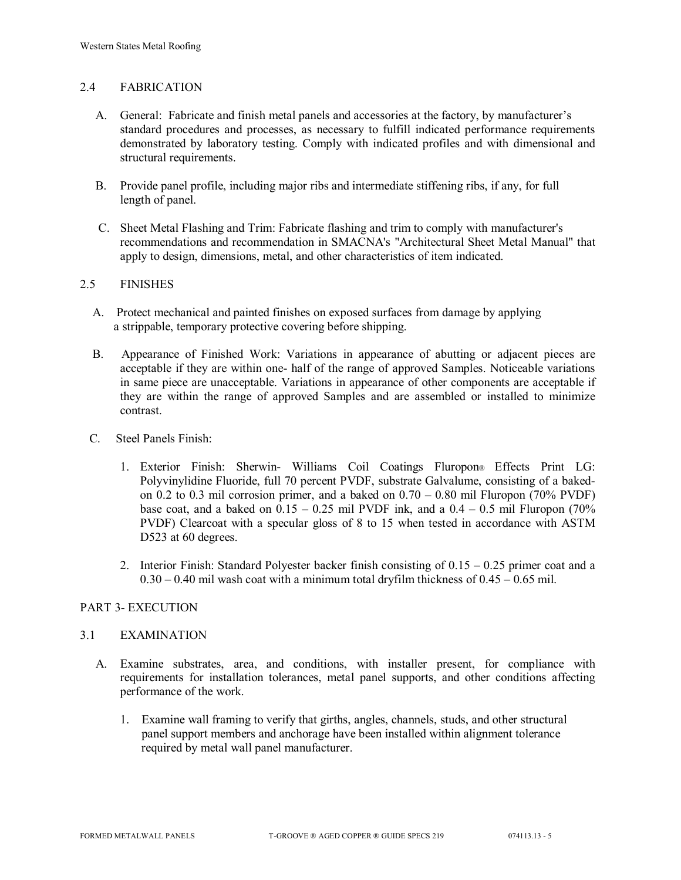## 2.4 FABRICATION

A. General: Fabricate and finish metal panels and accessories at the factory, by manufacturer's standard procedures and processes, as necessary to fulfill indicated performance requirements demonstrated by laboratory testing. Comply with indicated profiles and with dimensional and structural requirements.

B. Provide panel profile, including major ribs and intermediate stiffening ribs, if any, for full length of panel.

C. Sheet Metal Flashing and Trim: Fabricate flashing and trim to comply with manufacturer's recommendations and recommendation in SMACNA's "Architectural Sheet Metal Manual" that apply to design, dimensions, metal, and other characteristics of item indicated.

## 2.5 FINISHES

A. Protect mechanical and painted finishes on exposed surfaces from damage by applying a strippable, temporary protective covering before shipping.

B. Appearance of Finished Work: Variations in appearance of abutting or adjacent pieces are acceptable if they are within one- half of the range of approved Samples. Noticeable variations in same piece are unacceptable. Variations in appearance of other components are acceptable if they are within the range of approved Samples and are assembled or installed to minimize contrast.

C. Steel Panels Finish:

1. Exterior Finish: Sherwin- Williams Coil Coatings Fluropon® Effects Print LG: Polyvinylidine Fluoride, full 70 percent PVDF, substrate Galvalume, consisting of a baked-on 0.2 to 0.3 mil corrosion primer, and a baked on 0.70 – 0.80 mil Fluropon (70% PVDF) base coat, and a baked on 0.15 – 0.25 mil PVDF ink, and a 0.4 – 0.5 mil Fluropon (70% PVDF) Clearcoat with a specular gloss of 8 to 15 when tested in accordance with ASTM D523 at 60 degrees.

2. Interior Finish: Standard Polyester backer finish consisting of 0.15 – 0.25 primer coat and a 0.30 – 0.40 mil wash coat with a minimum total dryfilm thickness of 0.45 – 0.65 mil.

# PART 3- EXECUTION

## 3.1 EXAMINATION

A. Examine substrates, area, and conditions, with installer present, for compliance with requirements for installation tolerances, metal panel supports, and other conditions affecting performance of the work.

1. Examine wall framing to verify that girths, angles, channels, studs, and other structural panel support members and anchorage have been installed within alignment tolerance required by metal wall panel manufacturer.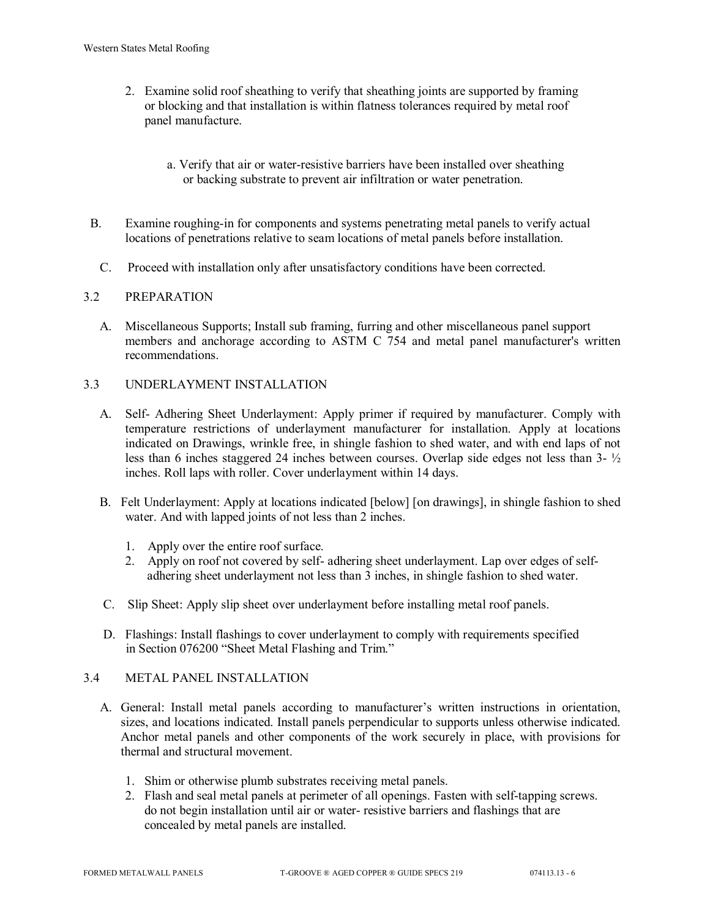2. Examine solid roof sheathing to verify that sheathing joints are supported by framing or blocking and that installation is within flatness tolerances required by metal roof panel manufacture.

   a. Verify that air or water-resistive barriers have been installed over sheathing or backing substrate to prevent air infiltration or water penetration.

B. Examine roughing-in for components and systems penetrating metal panels to verify actual locations of penetrations relative to seam locations of metal panels before installation.

C. Proceed with installation only after unsatisfactory conditions have been corrected.

## 3.2 PREPARATION

A. Miscellaneous Supports; Install sub framing, furring and other miscellaneous panel support members and anchorage according to ASTM C 754 and metal panel manufacturer's written recommendations.

## 3.3 UNDERLAYMENT INSTALLATION

A. Self- Adhering Sheet Underlayment: Apply primer if required by manufacturer. Comply with temperature restrictions of underlayment manufacturer for installation. Apply at locations indicated on Drawings, wrinkle free, in shingle fashion to shed water, and with end laps of not less than 6 inches staggered 24 inches between courses. Overlap side edges not less than 3- ½ inches. Roll laps with roller. Cover underlayment within 14 days.

B. Felt Underlayment: Apply at locations indicated [below] [on drawings], in shingle fashion to shed water. And with lapped joints of not less than 2 inches.

   1. Apply over the entire roof surface.
   2. Apply on roof not covered by self- adhering sheet underlayment. Lap over edges of self-adhering sheet underlayment not less than 3 inches, in shingle fashion to shed water.

C. Slip Sheet: Apply slip sheet over underlayment before installing metal roof panels.

D. Flashings: Install flashings to cover underlayment to comply with requirements specified in Section 076200 "Sheet Metal Flashing and Trim."

## 3.4 METAL PANEL INSTALLATION

A. General: Install metal panels according to manufacturer's written instructions in orientation, sizes, and locations indicated. Install panels perpendicular to supports unless otherwise indicated. Anchor metal panels and other components of the work securely in place, with provisions for thermal and structural movement.

   1. Shim or otherwise plumb substrates receiving metal panels.
   2. Flash and seal metal panels at perimeter of all openings. Fasten with self-tapping screws. do not begin installation until air or water- resistive barriers and flashings that are concealed by metal panels are installed.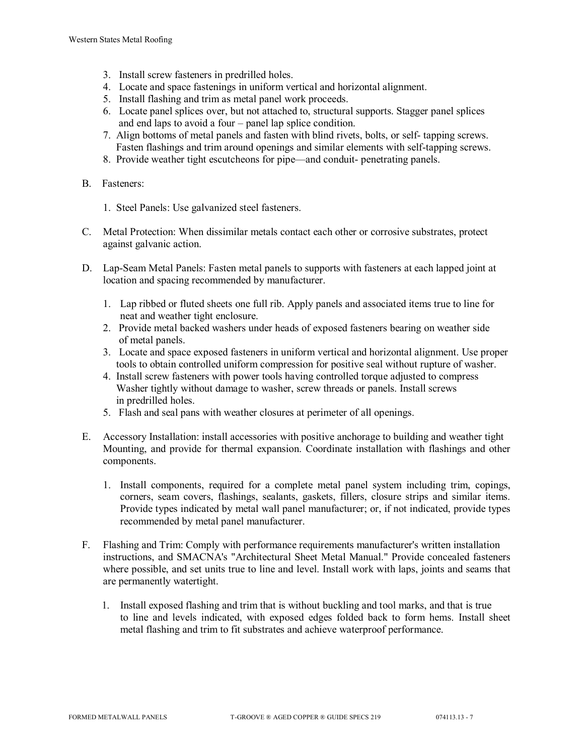3. Install screw fasteners in predrilled holes.
4. Locate and space fastenings in uniform vertical and horizontal alignment.
5. Install flashing and trim as metal panel work proceeds.
6. Locate panel splices over, but not attached to, structural supports. Stagger panel splices and end laps to avoid a four – panel lap splice condition.
7. Align bottoms of metal panels and fasten with blind rivets, bolts, or self- tapping screws. Fasten flashings and trim around openings and similar elements with self-tapping screws.
8. Provide weather tight escutcheons for pipe—and conduit- penetrating panels.

B. Fasteners:

1. Steel Panels: Use galvanized steel fasteners.

C. Metal Protection: When dissimilar metals contact each other or corrosive substrates, protect against galvanic action.

D. Lap-Seam Metal Panels: Fasten metal panels to supports with fasteners at each lapped joint at location and spacing recommended by manufacturer.

1. Lap ribbed or fluted sheets one full rib. Apply panels and associated items true to line for neat and weather tight enclosure.
2. Provide metal backed washers under heads of exposed fasteners bearing on weather side of metal panels.
3. Locate and space exposed fasteners in uniform vertical and horizontal alignment. Use proper tools to obtain controlled uniform compression for positive seal without rupture of washer.
4. Install screw fasteners with power tools having controlled torque adjusted to compress Washer tightly without damage to washer, screw threads or panels. Install screws in predrilled holes.
5. Flash and seal pans with weather closures at perimeter of all openings.

E. Accessory Installation: install accessories with positive anchorage to building and weather tight Mounting, and provide for thermal expansion. Coordinate installation with flashings and other components.

1. Install components, required for a complete metal panel system including trim, copings, corners, seam covers, flashings, sealants, gaskets, fillers, closure strips and similar items. Provide types indicated by metal wall panel manufacturer; or, if not indicated, provide types recommended by metal panel manufacturer.

F. Flashing and Trim: Comply with performance requirements manufacturer's written installation instructions, and SMACNA's "Architectural Sheet Metal Manual." Provide concealed fasteners where possible, and set units true to line and level. Install work with laps, joints and seams that are permanently watertight.

1. Install exposed flashing and trim that is without buckling and tool marks, and that is true to line and levels indicated, with exposed edges folded back to form hems. Install sheet metal flashing and trim to fit substrates and achieve waterproof performance.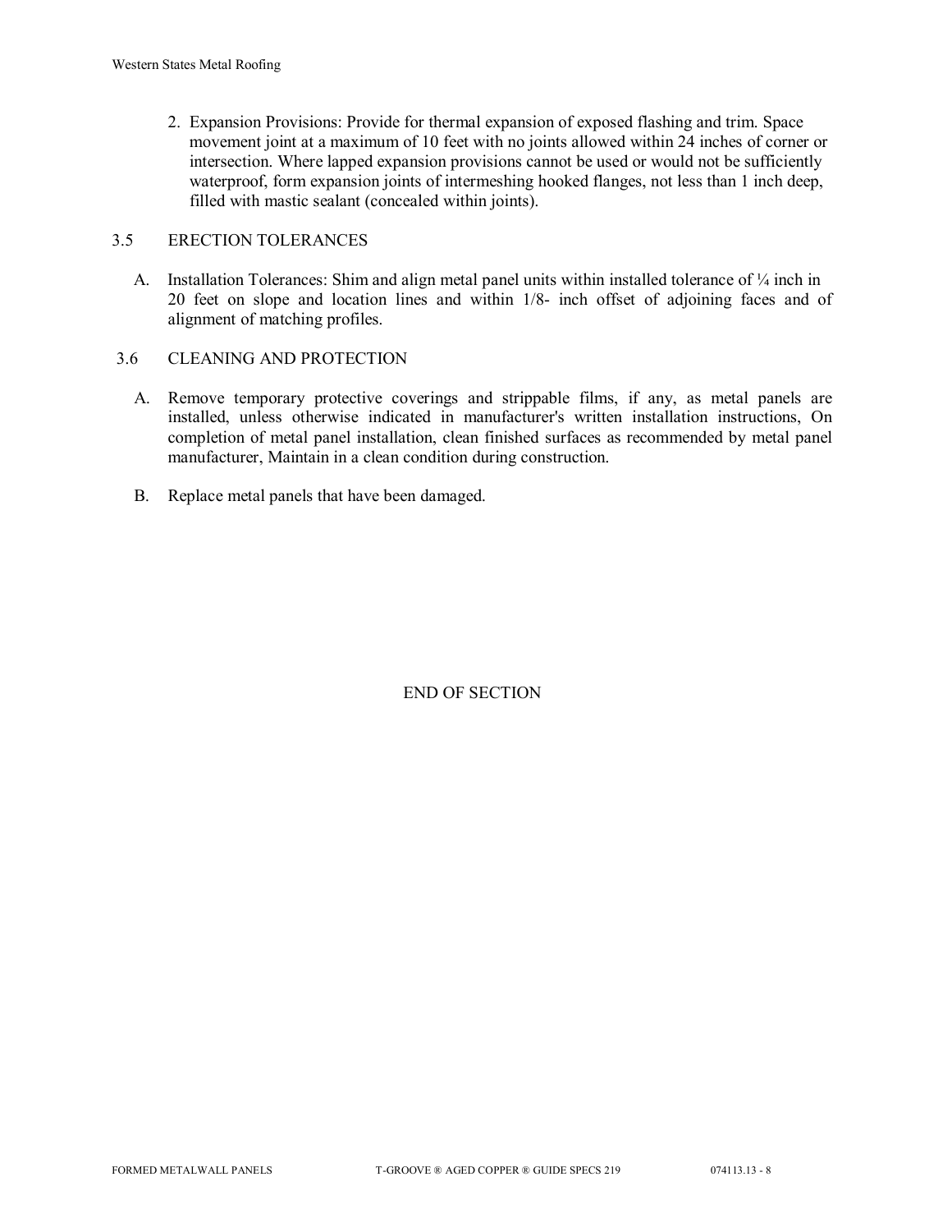2. Expansion Provisions: Provide for thermal expansion of exposed flashing and trim. Space movement joint at a maximum of 10 feet with no joints allowed within 24 inches of corner or intersection. Where lapped expansion provisions cannot be used or would not be sufficiently waterproof, form expansion joints of intermeshing hooked flanges, not less than 1 inch deep, filled with mastic sealant (concealed within joints).

## 3.5 ERECTION TOLERANCES

A. Installation Tolerances: Shim and align metal panel units within installed tolerance of ¼ inch in 20 feet on slope and location lines and within 1/8- inch offset of adjoining faces and of alignment of matching profiles.

## 3.6 CLEANING AND PROTECTION

A. Remove temporary protective coverings and strippable films, if any, as metal panels are installed, unless otherwise indicated in manufacturer's written installation instructions, On completion of metal panel installation, clean finished surfaces as recommended by metal panel manufacturer, Maintain in a clean condition during construction.

B. Replace metal panels that have been damaged.

END OF SECTION